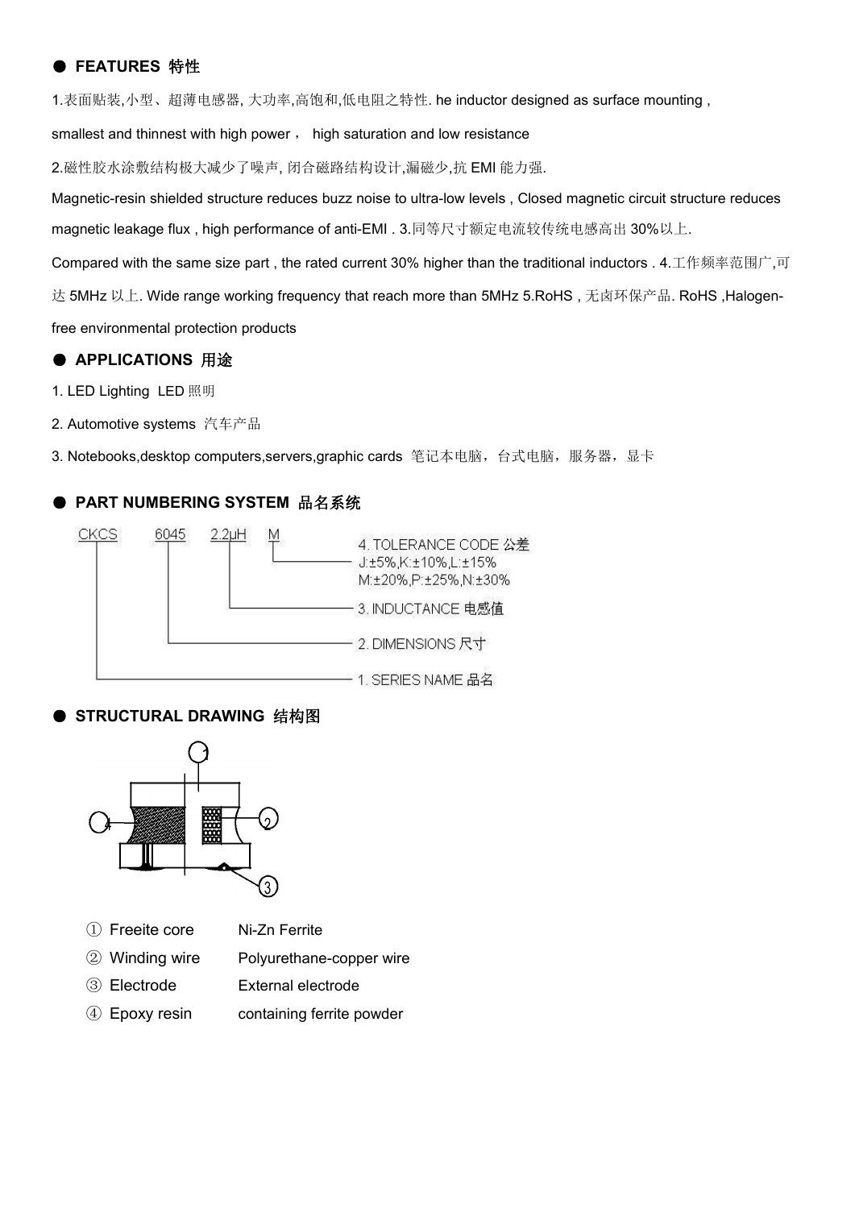## ● FEATURES 特性

1.表面贴装,小型、超薄电感器, 大功率,高饱和,低电阻之特性. he inductor designed as surface mounting , smallest and thinnest with high power， high saturation and low resistance

2.磁性胶水涂敷结构极大减少了噪声, 闭合磁路结构设计,漏磁少,抗 EMI 能力强.

Magnetic-resin shielded structure reduces buzz noise to ultra-low levels , Closed magnetic circuit structure reduces magnetic leakage flux , high performance of anti-EMI . 3.同等尺寸额定电流较传统电感高出 30%以上.

Compared with the same size part , the rated current 30% higher than the traditional inductors . 4.工作频率范围广,可达 5MHz 以上. Wide range working frequency that reach more than 5MHz 5.RoHS , 无卤环保产品. RoHS ,Halogen-free environmental protection products

## ● APPLICATIONS 用途

1. LED Lighting LED 照明
2. Automotive systems 汽车产品
3. Notebooks,desktop computers,servers,graphic cards 笔记本电脑，台式电脑，服务器，显卡

## ● PART NUMBERING SYSTEM 品名系统

CKCS 6045 2.2μH M

4. TOLERANCE CODE 公差 J:±5%,K:±10%,L:±15% M:±20%,P:±25%,N:±30%
3. INDUCTANCE 电感值
2. DIMENSIONS 尺寸
1. SERIES NAME 品名

## ● STRUCTURAL DRAWING 结构图

| | | |
|---|---|---|
| ① | Freeite core | Ni-Zn Ferrite |
| ② | Winding wire | Polyurethane-copper wire |
| ③ | Electrode | External electrode |
| ④ | Epoxy resin | containing ferrite powder |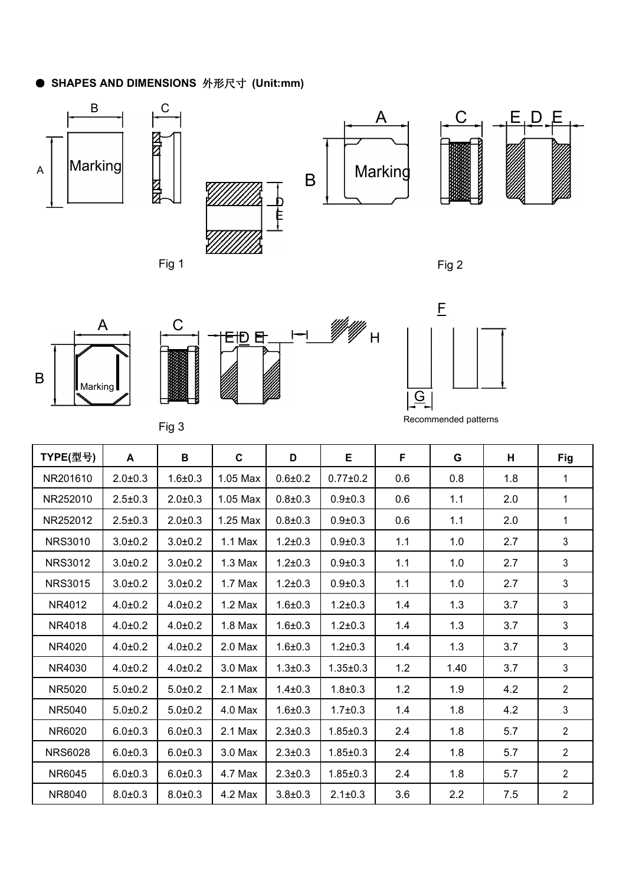● **SHAPES AND DIMENSIONS** 外形尺寸 **(Unit:mm)**

Fig 1

Fig 2

Fig 3

Recommended patterns

| TYPE(型号) | A | B | C | D | E | F | G | H | Fig |
|---|---|---|---|---|---|---|---|---|---|
| NR201610 | 2.0±0.3 | 1.6±0.3 | 1.05 Max | 0.6±0.2 | 0.77±0.2 | 0.6 | 0.8 | 1.8 | 1 |
| NR252010 | 2.5±0.3 | 2.0±0.3 | 1.05 Max | 0.8±0.3 | 0.9±0.3 | 0.6 | 1.1 | 2.0 | 1 |
| NR252012 | 2.5±0.3 | 2.0±0.3 | 1.25 Max | 0.8±0.3 | 0.9±0.3 | 0.6 | 1.1 | 2.0 | 1 |
| NRS3010 | 3.0±0.2 | 3.0±0.2 | 1.1 Max | 1.2±0.3 | 0.9±0.3 | 1.1 | 1.0 | 2.7 | 3 |
| NRS3012 | 3.0±0.2 | 3.0±0.2 | 1.3 Max | 1.2±0.3 | 0.9±0.3 | 1.1 | 1.0 | 2.7 | 3 |
| NRS3015 | 3.0±0.2 | 3.0±0.2 | 1.7 Max | 1.2±0.3 | 0.9±0.3 | 1.1 | 1.0 | 2.7 | 3 |
| NR4012 | 4.0±0.2 | 4.0±0.2 | 1.2 Max | 1.6±0.3 | 1.2±0.3 | 1.4 | 1.3 | 3.7 | 3 |
| NR4018 | 4.0±0.2 | 4.0±0.2 | 1.8 Max | 1.6±0.3 | 1.2±0.3 | 1.4 | 1.3 | 3.7 | 3 |
| NR4020 | 4.0±0.2 | 4.0±0.2 | 2.0 Max | 1.6±0.3 | 1.2±0.3 | 1.4 | 1.3 | 3.7 | 3 |
| NR4030 | 4.0±0.2 | 4.0±0.2 | 3.0 Max | 1.3±0.3 | 1.35±0.3 | 1.2 | 1.40 | 3.7 | 3 |
| NR5020 | 5.0±0.2 | 5.0±0.2 | 2.1 Max | 1.4±0.3 | 1.8±0.3 | 1.2 | 1.9 | 4.2 | 2 |
| NR5040 | 5.0±0.2 | 5.0±0.2 | 4.0 Max | 1.6±0.3 | 1.7±0.3 | 1.4 | 1.8 | 4.2 | 3 |
| NR6020 | 6.0±0.3 | 6.0±0.3 | 2.1 Max | 2.3±0.3 | 1.85±0.3 | 2.4 | 1.8 | 5.7 | 2 |
| NRS6028 | 6.0±0.3 | 6.0±0.3 | 3.0 Max | 2.3±0.3 | 1.85±0.3 | 2.4 | 1.8 | 5.7 | 2 |
| NR6045 | 6.0±0.3 | 6.0±0.3 | 4.7 Max | 2.3±0.3 | 1.85±0.3 | 2.4 | 1.8 | 5.7 | 2 |
| NR8040 | 8.0±0.3 | 8.0±0.3 | 4.2 Max | 3.8±0.3 | 2.1±0.3 | 3.6 | 2.2 | 7.5 | 2 |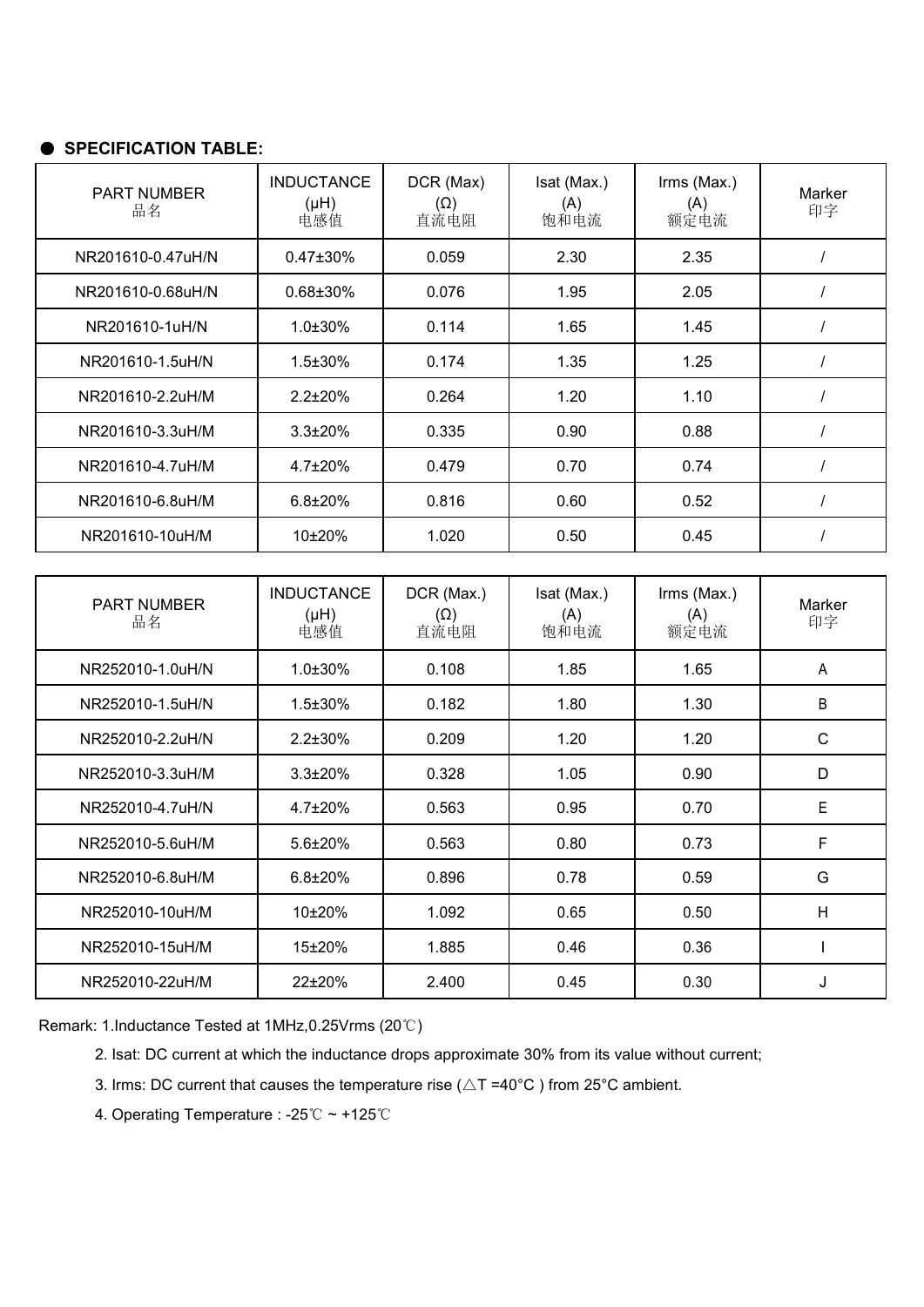## ● SPECIFICATION TABLE:

| PART NUMBER 品名 | INDUCTANCE (μH) 电感值 | DCR (Max) (Ω) 直流电阻 | Isat (Max.) (A) 饱和电流 | Irms (Max.) (A) 额定电流 | Marker 印字 |
|---|---|---|---|---|---|
| NR201610-0.47uH/N | 0.47±30% | 0.059 | 2.30 | 2.35 | / |
| NR201610-0.68uH/N | 0.68±30% | 0.076 | 1.95 | 2.05 | / |
| NR201610-1uH/N | 1.0±30% | 0.114 | 1.65 | 1.45 | / |
| NR201610-1.5uH/N | 1.5±30% | 0.174 | 1.35 | 1.25 | / |
| NR201610-2.2uH/M | 2.2±20% | 0.264 | 1.20 | 1.10 | / |
| NR201610-3.3uH/M | 3.3±20% | 0.335 | 0.90 | 0.88 | / |
| NR201610-4.7uH/M | 4.7±20% | 0.479 | 0.70 | 0.74 | / |
| NR201610-6.8uH/M | 6.8±20% | 0.816 | 0.60 | 0.52 | / |
| NR201610-10uH/M | 10±20% | 1.020 | 0.50 | 0.45 | / |

| PART NUMBER 品名 | INDUCTANCE (μH) 电感值 | DCR (Max.) (Ω) 直流电阻 | Isat (Max.) (A) 饱和电流 | Irms (Max.) (A) 额定电流 | Marker 印字 |
|---|---|---|---|---|---|
| NR252010-1.0uH/N | 1.0±30% | 0.108 | 1.85 | 1.65 | A |
| NR252010-1.5uH/N | 1.5±30% | 0.182 | 1.80 | 1.30 | B |
| NR252010-2.2uH/N | 2.2±30% | 0.209 | 1.20 | 1.20 | C |
| NR252010-3.3uH/M | 3.3±20% | 0.328 | 1.05 | 0.90 | D |
| NR252010-4.7uH/N | 4.7±20% | 0.563 | 0.95 | 0.70 | E |
| NR252010-5.6uH/M | 5.6±20% | 0.563 | 0.80 | 0.73 | F |
| NR252010-6.8uH/M | 6.8±20% | 0.896 | 0.78 | 0.59 | G |
| NR252010-10uH/M | 10±20% | 1.092 | 0.65 | 0.50 | H |
| NR252010-15uH/M | 15±20% | 1.885 | 0.46 | 0.36 | I |
| NR252010-22uH/M | 22±20% | 2.400 | 0.45 | 0.30 | J |

Remark: 1.Inductance Tested at 1MHz,0.25Vrms (20℃)

2. Isat: DC current at which the inductance drops approximate 30% from its value without current;

3. Irms: DC current that causes the temperature rise (△T =40°C ) from 25°C ambient.

4. Operating Temperature : -25℃ ~ +125℃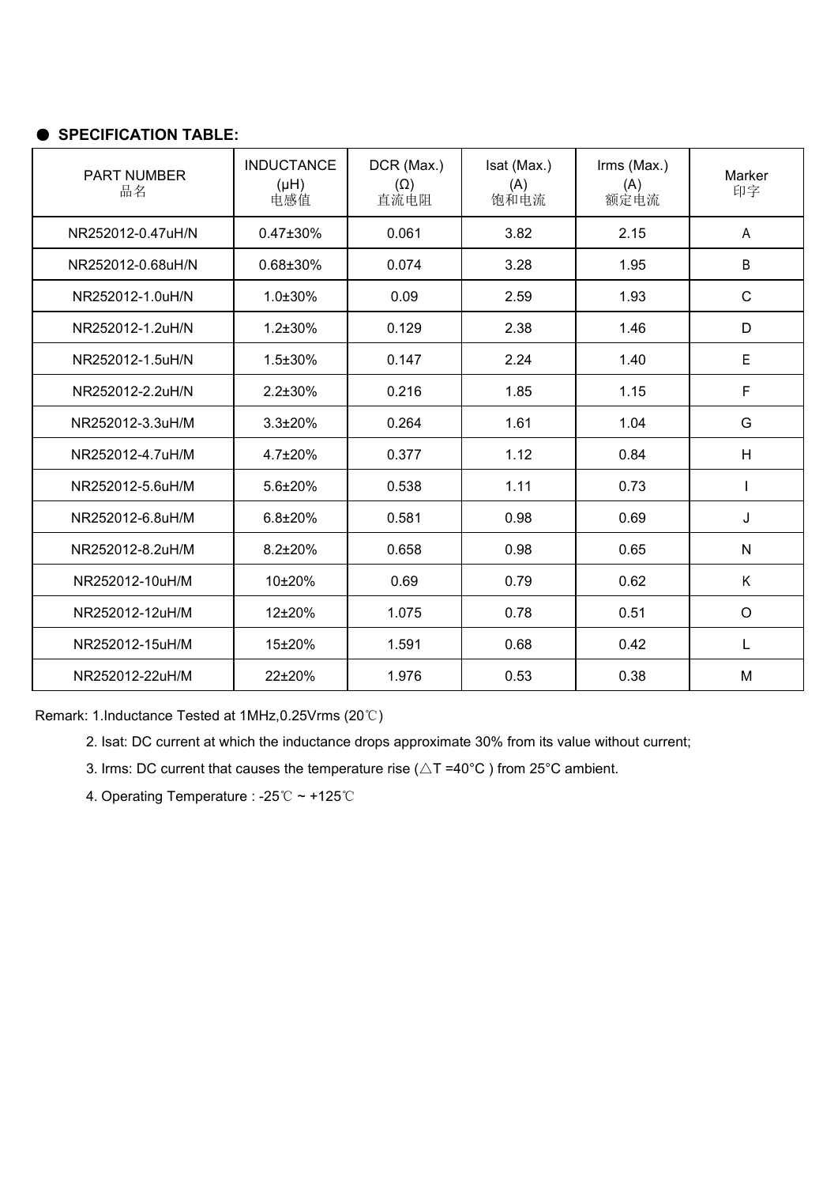## ● SPECIFICATION TABLE:

| PART NUMBER 品名 | INDUCTANCE (μH) 电感值 | DCR (Max.) (Ω) 直流电阻 | Isat (Max.) (A) 饱和电流 | Irms (Max.) (A) 额定电流 | Marker 印字 |
|---|---|---|---|---|---|
| NR252012-0.47uH/N | 0.47±30% | 0.061 | 3.82 | 2.15 | A |
| NR252012-0.68uH/N | 0.68±30% | 0.074 | 3.28 | 1.95 | B |
| NR252012-1.0uH/N | 1.0±30% | 0.09 | 2.59 | 1.93 | C |
| NR252012-1.2uH/N | 1.2±30% | 0.129 | 2.38 | 1.46 | D |
| NR252012-1.5uH/N | 1.5±30% | 0.147 | 2.24 | 1.40 | E |
| NR252012-2.2uH/N | 2.2±30% | 0.216 | 1.85 | 1.15 | F |
| NR252012-3.3uH/M | 3.3±20% | 0.264 | 1.61 | 1.04 | G |
| NR252012-4.7uH/M | 4.7±20% | 0.377 | 1.12 | 0.84 | H |
| NR252012-5.6uH/M | 5.6±20% | 0.538 | 1.11 | 0.73 | I |
| NR252012-6.8uH/M | 6.8±20% | 0.581 | 0.98 | 0.69 | J |
| NR252012-8.2uH/M | 8.2±20% | 0.658 | 0.98 | 0.65 | N |
| NR252012-10uH/M | 10±20% | 0.69 | 0.79 | 0.62 | K |
| NR252012-12uH/M | 12±20% | 1.075 | 0.78 | 0.51 | O |
| NR252012-15uH/M | 15±20% | 1.591 | 0.68 | 0.42 | L |
| NR252012-22uH/M | 22±20% | 1.976 | 0.53 | 0.38 | M |

Remark: 1.Inductance Tested at 1MHz,0.25Vrms (20℃)

2. Isat: DC current at which the inductance drops approximate 30% from its value without current;

3. Irms: DC current that causes the temperature rise (△T =40°C ) from 25°C ambient.

4. Operating Temperature : -25℃ ~ +125℃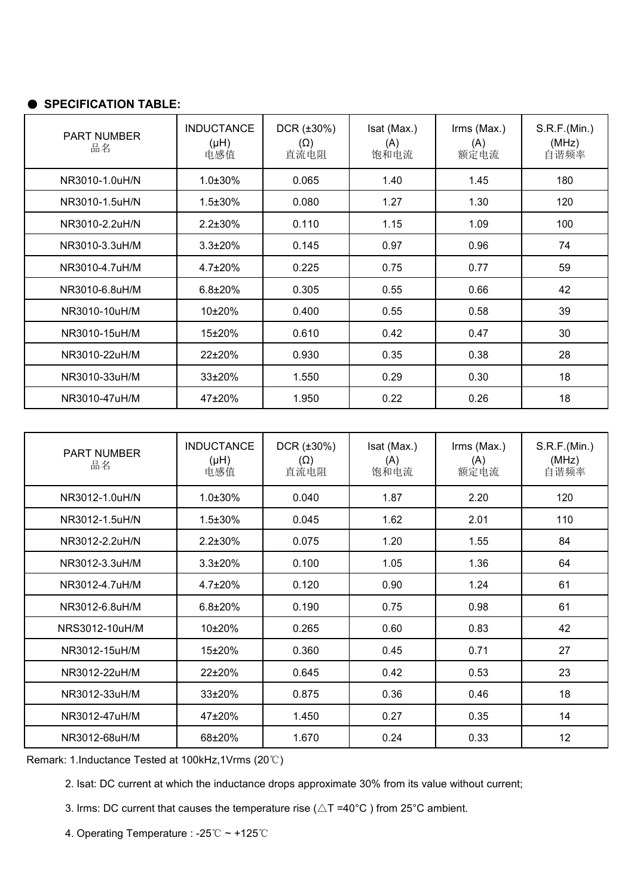## ● SPECIFICATION TABLE:

| PART NUMBER 品名 | INDUCTANCE (μH) 电感值 | DCR (±30%) (Ω) 直流电阻 | Isat (Max.) (A) 饱和电流 | Irms (Max.) (A) 额定电流 | S.R.F.(Min.) (MHz) 自谐频率 |
|---|---|---|---|---|---|
| NR3010-1.0uH/N | 1.0±30% | 0.065 | 1.40 | 1.45 | 180 |
| NR3010-1.5uH/N | 1.5±30% | 0.080 | 1.27 | 1.30 | 120 |
| NR3010-2.2uH/N | 2.2±30% | 0.110 | 1.15 | 1.09 | 100 |
| NR3010-3.3uH/M | 3.3±20% | 0.145 | 0.97 | 0.96 | 74 |
| NR3010-4.7uH/M | 4.7±20% | 0.225 | 0.75 | 0.77 | 59 |
| NR3010-6.8uH/M | 6.8±20% | 0.305 | 0.55 | 0.66 | 42 |
| NR3010-10uH/M | 10±20% | 0.400 | 0.55 | 0.58 | 39 |
| NR3010-15uH/M | 15±20% | 0.610 | 0.42 | 0.47 | 30 |
| NR3010-22uH/M | 22±20% | 0.930 | 0.35 | 0.38 | 28 |
| NR3010-33uH/M | 33±20% | 1.550 | 0.29 | 0.30 | 18 |
| NR3010-47uH/M | 47±20% | 1.950 | 0.22 | 0.26 | 18 |

| PART NUMBER 品名 | INDUCTANCE (μH) 电感值 | DCR (±30%) (Ω) 直流电阻 | Isat (Max.) (A) 饱和电流 | Irms (Max.) (A) 额定电流 | S.R.F.(Min.) (MHz) 自谐频率 |
|---|---|---|---|---|---|
| NR3012-1.0uH/N | 1.0±30% | 0.040 | 1.87 | 2.20 | 120 |
| NR3012-1.5uH/N | 1.5±30% | 0.045 | 1.62 | 2.01 | 110 |
| NR3012-2.2uH/N | 2.2±30% | 0.075 | 1.20 | 1.55 | 84 |
| NR3012-3.3uH/M | 3.3±20% | 0.100 | 1.05 | 1.36 | 64 |
| NR3012-4.7uH/M | 4.7±20% | 0.120 | 0.90 | 1.24 | 61 |
| NR3012-6.8uH/M | 6.8±20% | 0.190 | 0.75 | 0.98 | 61 |
| NRS3012-10uH/M | 10±20% | 0.265 | 0.60 | 0.83 | 42 |
| NR3012-15uH/M | 15±20% | 0.360 | 0.45 | 0.71 | 27 |
| NR3012-22uH/M | 22±20% | 0.645 | 0.42 | 0.53 | 23 |
| NR3012-33uH/M | 33±20% | 0.875 | 0.36 | 0.46 | 18 |
| NR3012-47uH/M | 47±20% | 1.450 | 0.27 | 0.35 | 14 |
| NR3012-68uH/M | 68±20% | 1.670 | 0.24 | 0.33 | 12 |

Remark: 1.Inductance Tested at 100kHz,1Vrms (20℃)

2. Isat: DC current at which the inductance drops approximate 30% from its value without current;

3. Irms: DC current that causes the temperature rise (△T =40°C ) from 25°C ambient.

4. Operating Temperature : -25℃ ~ +125℃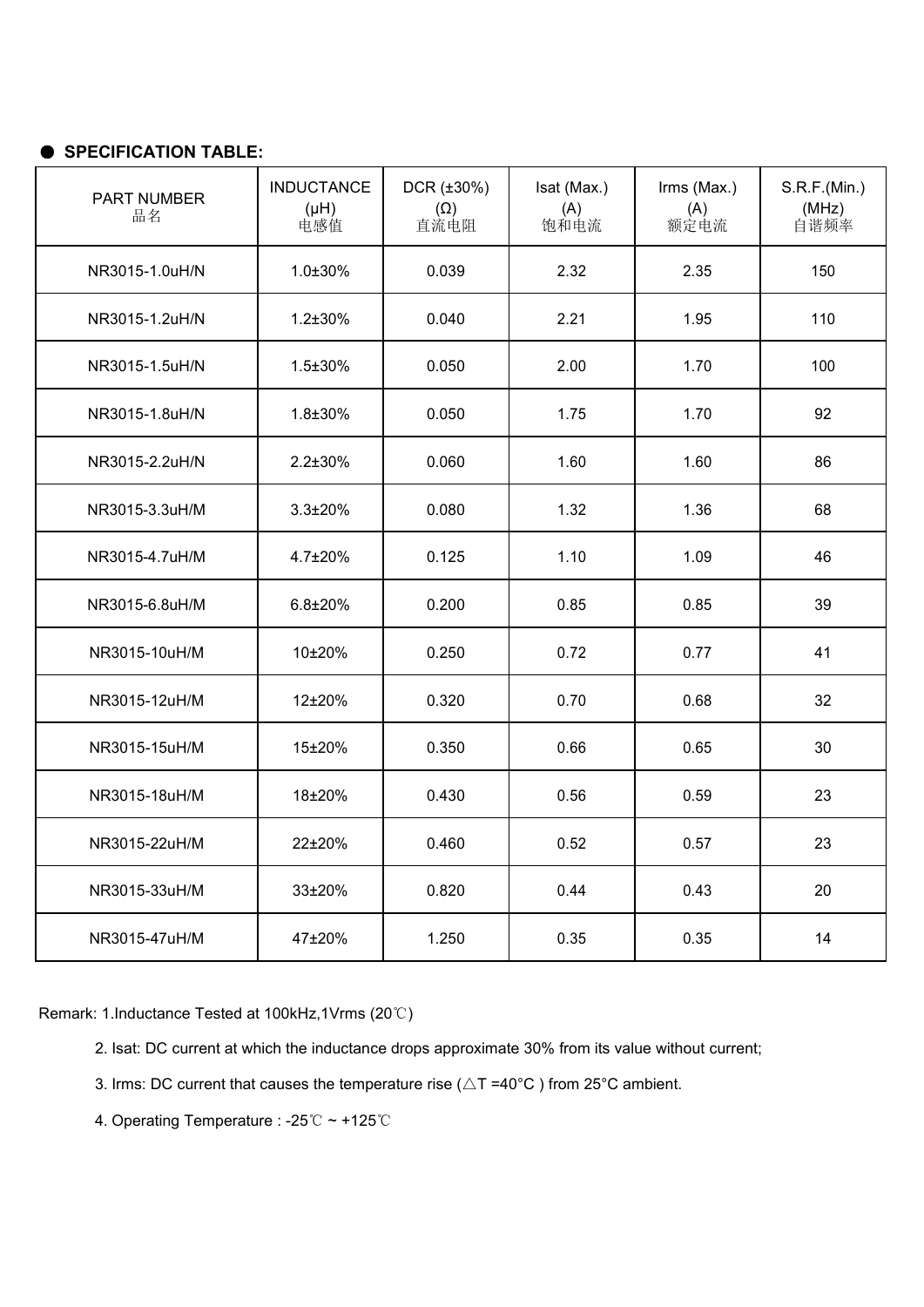## ● SPECIFICATION TABLE:

| PART NUMBER 品名 | INDUCTANCE (μH) 电感值 | DCR (±30%) (Ω) 直流电阻 | Isat (Max.) (A) 饱和电流 | Irms (Max.) (A) 额定电流 | S.R.F.(Min.) (MHz) 自谐频率 |
|---|---|---|---|---|---|
| NR3015-1.0uH/N | 1.0±30% | 0.039 | 2.32 | 2.35 | 150 |
| NR3015-1.2uH/N | 1.2±30% | 0.040 | 2.21 | 1.95 | 110 |
| NR3015-1.5uH/N | 1.5±30% | 0.050 | 2.00 | 1.70 | 100 |
| NR3015-1.8uH/N | 1.8±30% | 0.050 | 1.75 | 1.70 | 92 |
| NR3015-2.2uH/N | 2.2±30% | 0.060 | 1.60 | 1.60 | 86 |
| NR3015-3.3uH/M | 3.3±20% | 0.080 | 1.32 | 1.36 | 68 |
| NR3015-4.7uH/M | 4.7±20% | 0.125 | 1.10 | 1.09 | 46 |
| NR3015-6.8uH/M | 6.8±20% | 0.200 | 0.85 | 0.85 | 39 |
| NR3015-10uH/M | 10±20% | 0.250 | 0.72 | 0.77 | 41 |
| NR3015-12uH/M | 12±20% | 0.320 | 0.70 | 0.68 | 32 |
| NR3015-15uH/M | 15±20% | 0.350 | 0.66 | 0.65 | 30 |
| NR3015-18uH/M | 18±20% | 0.430 | 0.56 | 0.59 | 23 |
| NR3015-22uH/M | 22±20% | 0.460 | 0.52 | 0.57 | 23 |
| NR3015-33uH/M | 33±20% | 0.820 | 0.44 | 0.43 | 20 |
| NR3015-47uH/M | 47±20% | 1.250 | 0.35 | 0.35 | 14 |

Remark: 1.Inductance Tested at 100kHz,1Vrms (20℃)

2. Isat: DC current at which the inductance drops approximate 30% from its value without current;

3. Irms: DC current that causes the temperature rise (△T =40°C ) from 25°C ambient.

4. Operating Temperature : -25℃ ~ +125℃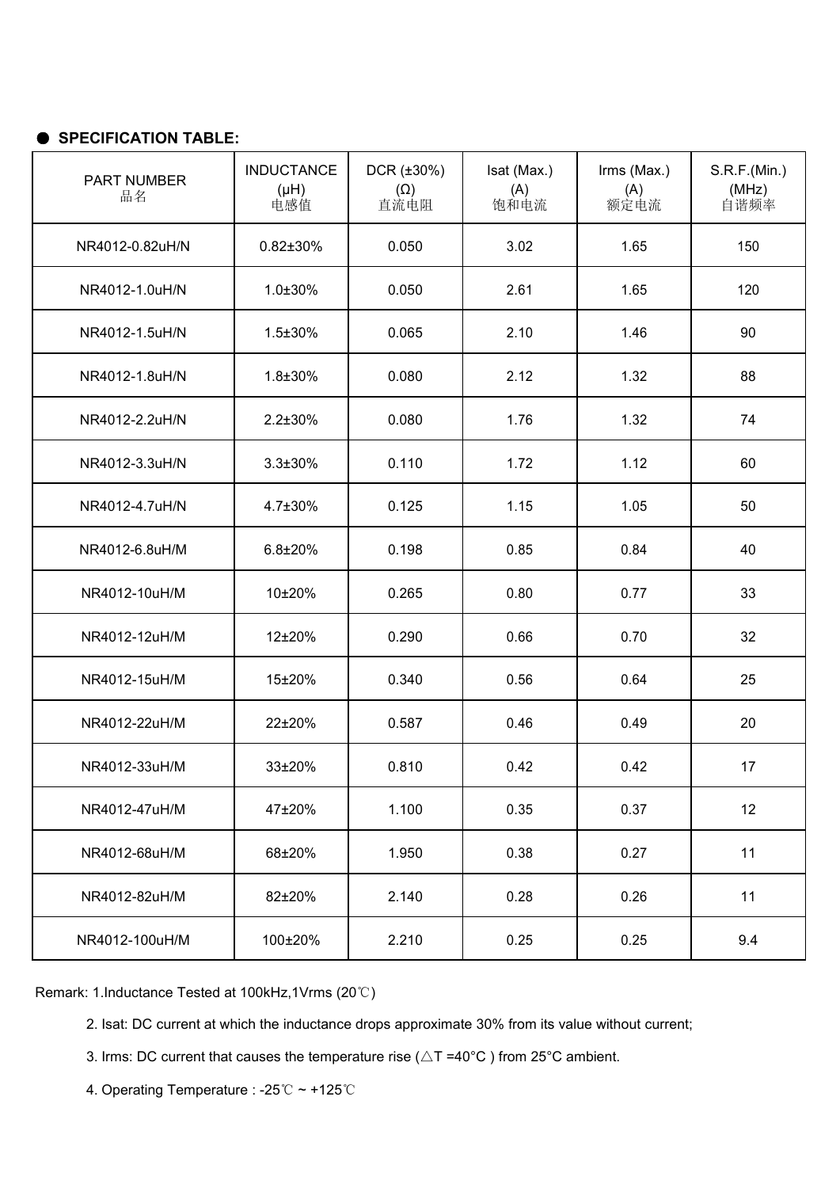## ● SPECIFICATION TABLE:

| PART NUMBER 品名 | INDUCTANCE (μH) 电感值 | DCR (±30%) (Ω) 直流电阻 | Isat (Max.) (A) 饱和电流 | Irms (Max.) (A) 额定电流 | S.R.F.(Min.) (MHz) 自谐频率 |
|---|---|---|---|---|---|
| NR4012-0.82uH/N | 0.82±30% | 0.050 | 3.02 | 1.65 | 150 |
| NR4012-1.0uH/N | 1.0±30% | 0.050 | 2.61 | 1.65 | 120 |
| NR4012-1.5uH/N | 1.5±30% | 0.065 | 2.10 | 1.46 | 90 |
| NR4012-1.8uH/N | 1.8±30% | 0.080 | 2.12 | 1.32 | 88 |
| NR4012-2.2uH/N | 2.2±30% | 0.080 | 1.76 | 1.32 | 74 |
| NR4012-3.3uH/N | 3.3±30% | 0.110 | 1.72 | 1.12 | 60 |
| NR4012-4.7uH/N | 4.7±30% | 0.125 | 1.15 | 1.05 | 50 |
| NR4012-6.8uH/M | 6.8±20% | 0.198 | 0.85 | 0.84 | 40 |
| NR4012-10uH/M | 10±20% | 0.265 | 0.80 | 0.77 | 33 |
| NR4012-12uH/M | 12±20% | 0.290 | 0.66 | 0.70 | 32 |
| NR4012-15uH/M | 15±20% | 0.340 | 0.56 | 0.64 | 25 |
| NR4012-22uH/M | 22±20% | 0.587 | 0.46 | 0.49 | 20 |
| NR4012-33uH/M | 33±20% | 0.810 | 0.42 | 0.42 | 17 |
| NR4012-47uH/M | 47±20% | 1.100 | 0.35 | 0.37 | 12 |
| NR4012-68uH/M | 68±20% | 1.950 | 0.38 | 0.27 | 11 |
| NR4012-82uH/M | 82±20% | 2.140 | 0.28 | 0.26 | 11 |
| NR4012-100uH/M | 100±20% | 2.210 | 0.25 | 0.25 | 9.4 |

Remark: 1.Inductance Tested at 100kHz,1Vrms (20℃)

2. Isat: DC current at which the inductance drops approximate 30% from its value without current;

3. Irms: DC current that causes the temperature rise (△T =40°C ) from 25°C ambient.

4. Operating Temperature : -25℃ ~ +125℃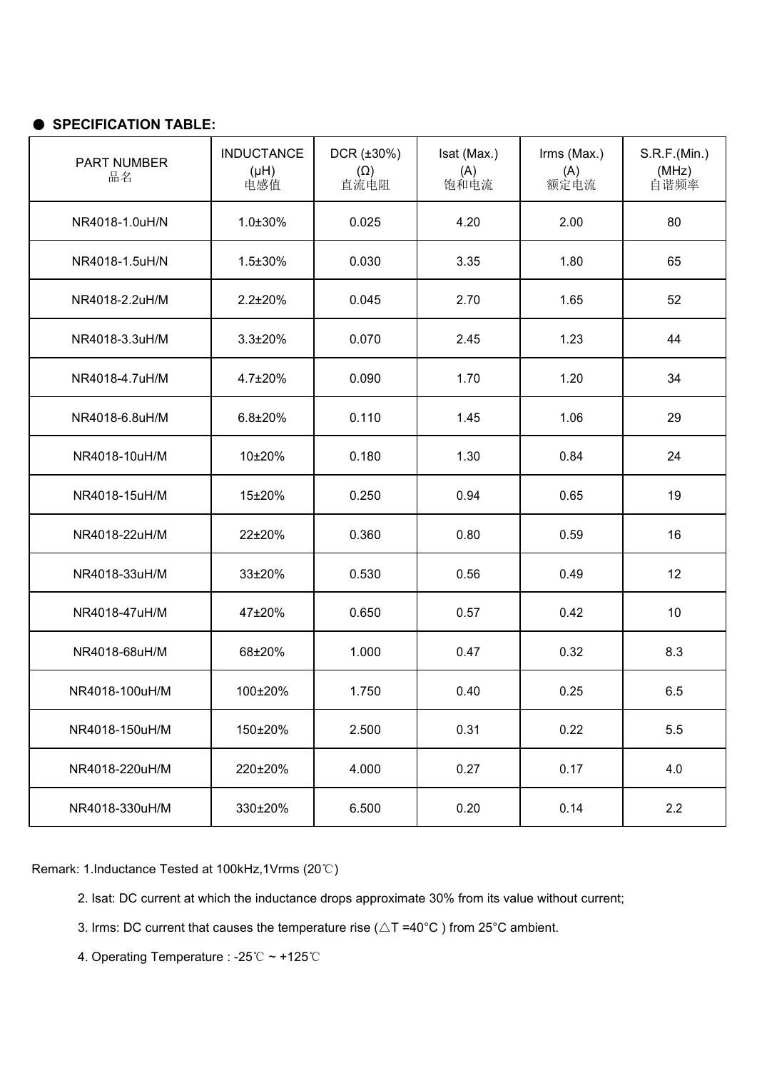## ● SPECIFICATION TABLE:

| PART NUMBER 品名 | INDUCTANCE (μH) 电感值 | DCR (±30%) (Ω) 直流电阻 | Isat (Max.) (A) 饱和电流 | Irms (Max.) (A) 额定电流 | S.R.F.(Min.) (MHz) 自谐频率 |
|---|---|---|---|---|---|
| NR4018-1.0uH/N | 1.0±30% | 0.025 | 4.20 | 2.00 | 80 |
| NR4018-1.5uH/N | 1.5±30% | 0.030 | 3.35 | 1.80 | 65 |
| NR4018-2.2uH/M | 2.2±20% | 0.045 | 2.70 | 1.65 | 52 |
| NR4018-3.3uH/M | 3.3±20% | 0.070 | 2.45 | 1.23 | 44 |
| NR4018-4.7uH/M | 4.7±20% | 0.090 | 1.70 | 1.20 | 34 |
| NR4018-6.8uH/M | 6.8±20% | 0.110 | 1.45 | 1.06 | 29 |
| NR4018-10uH/M | 10±20% | 0.180 | 1.30 | 0.84 | 24 |
| NR4018-15uH/M | 15±20% | 0.250 | 0.94 | 0.65 | 19 |
| NR4018-22uH/M | 22±20% | 0.360 | 0.80 | 0.59 | 16 |
| NR4018-33uH/M | 33±20% | 0.530 | 0.56 | 0.49 | 12 |
| NR4018-47uH/M | 47±20% | 0.650 | 0.57 | 0.42 | 10 |
| NR4018-68uH/M | 68±20% | 1.000 | 0.47 | 0.32 | 8.3 |
| NR4018-100uH/M | 100±20% | 1.750 | 0.40 | 0.25 | 6.5 |
| NR4018-150uH/M | 150±20% | 2.500 | 0.31 | 0.22 | 5.5 |
| NR4018-220uH/M | 220±20% | 4.000 | 0.27 | 0.17 | 4.0 |
| NR4018-330uH/M | 330±20% | 6.500 | 0.20 | 0.14 | 2.2 |

Remark: 1.Inductance Tested at 100kHz,1Vrms (20℃)

2. Isat: DC current at which the inductance drops approximate 30% from its value without current;

3. Irms: DC current that causes the temperature rise (△T =40°C ) from 25°C ambient.

4. Operating Temperature : -25℃ ~ +125℃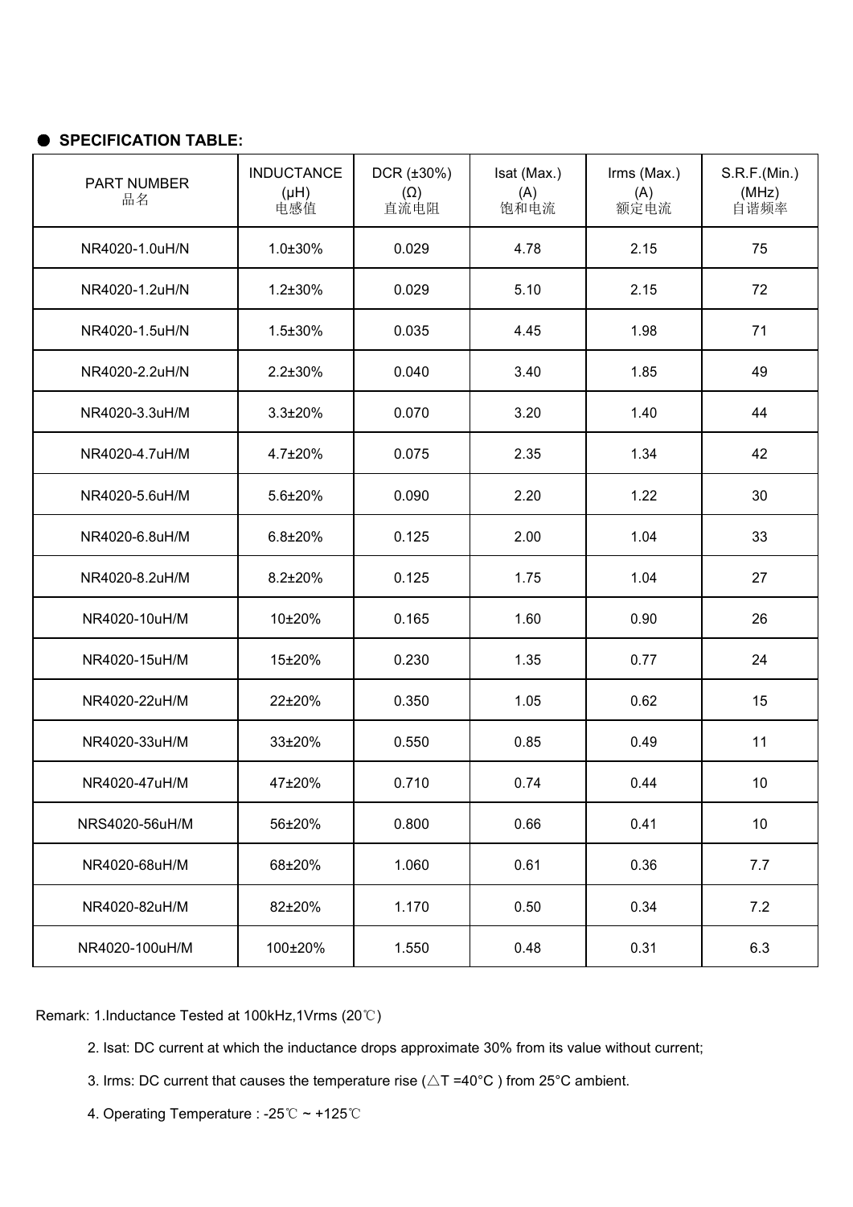## ● SPECIFICATION TABLE:

| PART NUMBER 品名 | INDUCTANCE (μH) 电感值 | DCR (±30%) (Ω) 直流电阻 | Isat (Max.) (A) 饱和电流 | Irms (Max.) (A) 额定电流 | S.R.F.(Min.) (MHz) 自谐频率 |
|---|---|---|---|---|---|
| NR4020-1.0uH/N | 1.0±30% | 0.029 | 4.78 | 2.15 | 75 |
| NR4020-1.2uH/N | 1.2±30% | 0.029 | 5.10 | 2.15 | 72 |
| NR4020-1.5uH/N | 1.5±30% | 0.035 | 4.45 | 1.98 | 71 |
| NR4020-2.2uH/N | 2.2±30% | 0.040 | 3.40 | 1.85 | 49 |
| NR4020-3.3uH/M | 3.3±20% | 0.070 | 3.20 | 1.40 | 44 |
| NR4020-4.7uH/M | 4.7±20% | 0.075 | 2.35 | 1.34 | 42 |
| NR4020-5.6uH/M | 5.6±20% | 0.090 | 2.20 | 1.22 | 30 |
| NR4020-6.8uH/M | 6.8±20% | 0.125 | 2.00 | 1.04 | 33 |
| NR4020-8.2uH/M | 8.2±20% | 0.125 | 1.75 | 1.04 | 27 |
| NR4020-10uH/M | 10±20% | 0.165 | 1.60 | 0.90 | 26 |
| NR4020-15uH/M | 15±20% | 0.230 | 1.35 | 0.77 | 24 |
| NR4020-22uH/M | 22±20% | 0.350 | 1.05 | 0.62 | 15 |
| NR4020-33uH/M | 33±20% | 0.550 | 0.85 | 0.49 | 11 |
| NR4020-47uH/M | 47±20% | 0.710 | 0.74 | 0.44 | 10 |
| NRS4020-56uH/M | 56±20% | 0.800 | 0.66 | 0.41 | 10 |
| NR4020-68uH/M | 68±20% | 1.060 | 0.61 | 0.36 | 7.7 |
| NR4020-82uH/M | 82±20% | 1.170 | 0.50 | 0.34 | 7.2 |
| NR4020-100uH/M | 100±20% | 1.550 | 0.48 | 0.31 | 6.3 |

Remark: 1.Inductance Tested at 100kHz,1Vrms (20℃)

2. Isat: DC current at which the inductance drops approximate 30% from its value without current;

3. Irms: DC current that causes the temperature rise (△T =40°C ) from 25°C ambient.

4. Operating Temperature : -25℃ ~ +125℃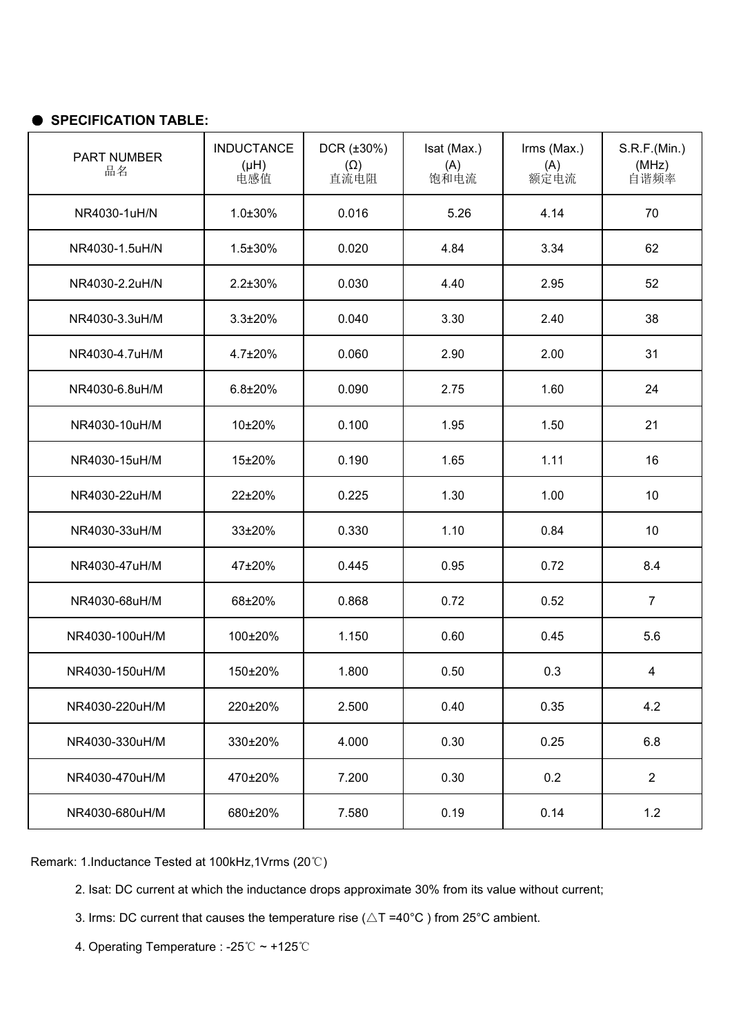- **SPECIFICATION TABLE:**

| PART NUMBER<br>品名 | INDUCTANCE<br>(μH)<br>电感值 | DCR (±30%)<br>(Ω)<br>直流电阻 | Isat (Max.)<br>(A)<br>饱和电流 | Irms (Max.)<br>(A)<br>额定电流 | S.R.F.(Min.)<br>(MHz)<br>自谐频率 |
|---|---|---|---|---|---|
| NR4030-1uH/N | 1.0±30% | 0.016 | 5.26 | 4.14 | 70 |
| NR4030-1.5uH/N | 1.5±30% | 0.020 | 4.84 | 3.34 | 62 |
| NR4030-2.2uH/N | 2.2±30% | 0.030 | 4.40 | 2.95 | 52 |
| NR4030-3.3uH/M | 3.3±20% | 0.040 | 3.30 | 2.40 | 38 |
| NR4030-4.7uH/M | 4.7±20% | 0.060 | 2.90 | 2.00 | 31 |
| NR4030-6.8uH/M | 6.8±20% | 0.090 | 2.75 | 1.60 | 24 |
| NR4030-10uH/M | 10±20% | 0.100 | 1.95 | 1.50 | 21 |
| NR4030-15uH/M | 15±20% | 0.190 | 1.65 | 1.11 | 16 |
| NR4030-22uH/M | 22±20% | 0.225 | 1.30 | 1.00 | 10 |
| NR4030-33uH/M | 33±20% | 0.330 | 1.10 | 0.84 | 10 |
| NR4030-47uH/M | 47±20% | 0.445 | 0.95 | 0.72 | 8.4 |
| NR4030-68uH/M | 68±20% | 0.868 | 0.72 | 0.52 | 7 |
| NR4030-100uH/M | 100±20% | 1.150 | 0.60 | 0.45 | 5.6 |
| NR4030-150uH/M | 150±20% | 1.800 | 0.50 | 0.3 | 4 |
| NR4030-220uH/M | 220±20% | 2.500 | 0.40 | 0.35 | 4.2 |
| NR4030-330uH/M | 330±20% | 4.000 | 0.30 | 0.25 | 6.8 |
| NR4030-470uH/M | 470±20% | 7.200 | 0.30 | 0.2 | 2 |
| NR4030-680uH/M | 680±20% | 7.580 | 0.19 | 0.14 | 1.2 |

Remark: 1.Inductance Tested at 100kHz,1Vrms (20℃)

2. Isat: DC current at which the inductance drops approximate 30% from its value without current;

3. Irms: DC current that causes the temperature rise (△T =40°C ) from 25°C ambient.

4. Operating Temperature : -25℃ ~ +125℃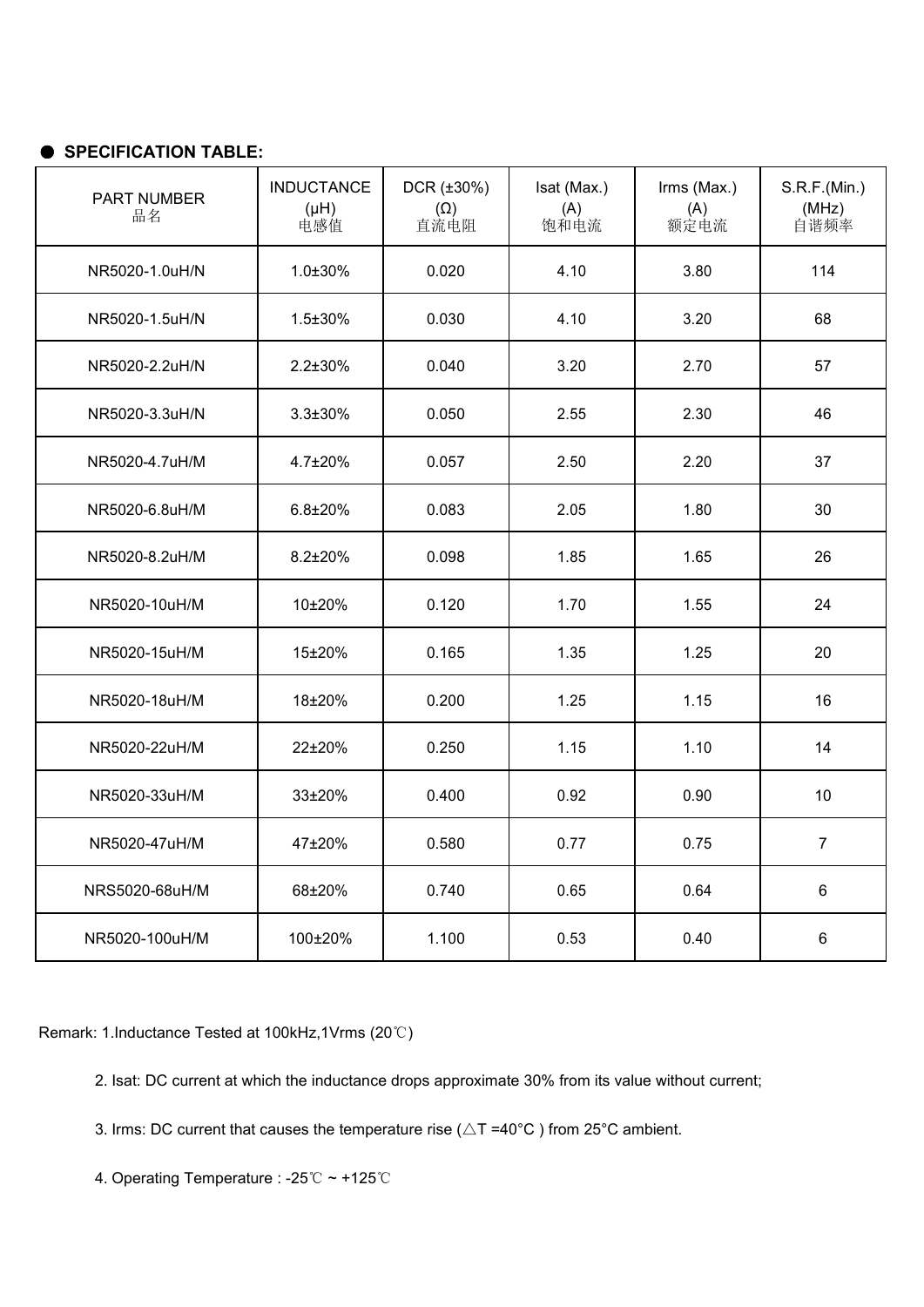## ● SPECIFICATION TABLE:

| PART NUMBER 品名 | INDUCTANCE (μH) 电感值 | DCR (±30%) (Ω) 直流电阻 | Isat (Max.) (A) 饱和电流 | Irms (Max.) (A) 额定电流 | S.R.F.(Min.) (MHz) 自谐频率 |
|---|---|---|---|---|---|
| NR5020-1.0uH/N | 1.0±30% | 0.020 | 4.10 | 3.80 | 114 |
| NR5020-1.5uH/N | 1.5±30% | 0.030 | 4.10 | 3.20 | 68 |
| NR5020-2.2uH/N | 2.2±30% | 0.040 | 3.20 | 2.70 | 57 |
| NR5020-3.3uH/N | 3.3±30% | 0.050 | 2.55 | 2.30 | 46 |
| NR5020-4.7uH/M | 4.7±20% | 0.057 | 2.50 | 2.20 | 37 |
| NR5020-6.8uH/M | 6.8±20% | 0.083 | 2.05 | 1.80 | 30 |
| NR5020-8.2uH/M | 8.2±20% | 0.098 | 1.85 | 1.65 | 26 |
| NR5020-10uH/M | 10±20% | 0.120 | 1.70 | 1.55 | 24 |
| NR5020-15uH/M | 15±20% | 0.165 | 1.35 | 1.25 | 20 |
| NR5020-18uH/M | 18±20% | 0.200 | 1.25 | 1.15 | 16 |
| NR5020-22uH/M | 22±20% | 0.250 | 1.15 | 1.10 | 14 |
| NR5020-33uH/M | 33±20% | 0.400 | 0.92 | 0.90 | 10 |
| NR5020-47uH/M | 47±20% | 0.580 | 0.77 | 0.75 | 7 |
| NRS5020-68uH/M | 68±20% | 0.740 | 0.65 | 0.64 | 6 |
| NR5020-100uH/M | 100±20% | 1.100 | 0.53 | 0.40 | 6 |

Remark: 1.Inductance Tested at 100kHz,1Vrms (20℃)

2. Isat: DC current at which the inductance drops approximate 30% from its value without current;

3. Irms: DC current that causes the temperature rise (△T =40°C ) from 25°C ambient.

4. Operating Temperature : -25℃ ~ +125℃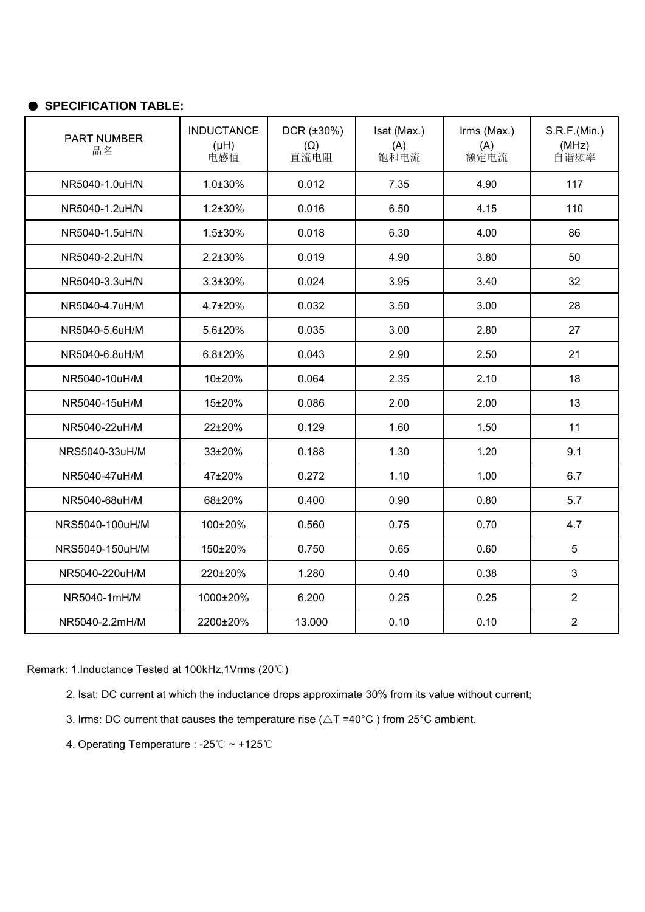● **SPECIFICATION TABLE:**

| PART NUMBER 品名 | INDUCTANCE (μH) 电感值 | DCR (±30%) (Ω) 直流电阻 | Isat (Max.) (A) 饱和电流 | Irms (Max.) (A) 额定电流 | S.R.F.(Min.) (MHz) 自谐频率 |
|---|---|---|---|---|---|
| NR5040-1.0uH/N | 1.0±30% | 0.012 | 7.35 | 4.90 | 117 |
| NR5040-1.2uH/N | 1.2±30% | 0.016 | 6.50 | 4.15 | 110 |
| NR5040-1.5uH/N | 1.5±30% | 0.018 | 6.30 | 4.00 | 86 |
| NR5040-2.2uH/N | 2.2±30% | 0.019 | 4.90 | 3.80 | 50 |
| NR5040-3.3uH/N | 3.3±30% | 0.024 | 3.95 | 3.40 | 32 |
| NR5040-4.7uH/M | 4.7±20% | 0.032 | 3.50 | 3.00 | 28 |
| NR5040-5.6uH/M | 5.6±20% | 0.035 | 3.00 | 2.80 | 27 |
| NR5040-6.8uH/M | 6.8±20% | 0.043 | 2.90 | 2.50 | 21 |
| NR5040-10uH/M | 10±20% | 0.064 | 2.35 | 2.10 | 18 |
| NR5040-15uH/M | 15±20% | 0.086 | 2.00 | 2.00 | 13 |
| NR5040-22uH/M | 22±20% | 0.129 | 1.60 | 1.50 | 11 |
| NRS5040-33uH/M | 33±20% | 0.188 | 1.30 | 1.20 | 9.1 |
| NR5040-47uH/M | 47±20% | 0.272 | 1.10 | 1.00 | 6.7 |
| NR5040-68uH/M | 68±20% | 0.400 | 0.90 | 0.80 | 5.7 |
| NRS5040-100uH/M | 100±20% | 0.560 | 0.75 | 0.70 | 4.7 |
| NRS5040-150uH/M | 150±20% | 0.750 | 0.65 | 0.60 | 5 |
| NR5040-220uH/M | 220±20% | 1.280 | 0.40 | 0.38 | 3 |
| NR5040-1mH/M | 1000±20% | 6.200 | 0.25 | 0.25 | 2 |
| NR5040-2.2mH/M | 2200±20% | 13.000 | 0.10 | 0.10 | 2 |

Remark: 1.Inductance Tested at 100kHz,1Vrms (20℃)

2. Isat: DC current at which the inductance drops approximate 30% from its value without current;

3. Irms: DC current that causes the temperature rise (△T =40°C ) from 25°C ambient.

4. Operating Temperature : -25℃ ~ +125℃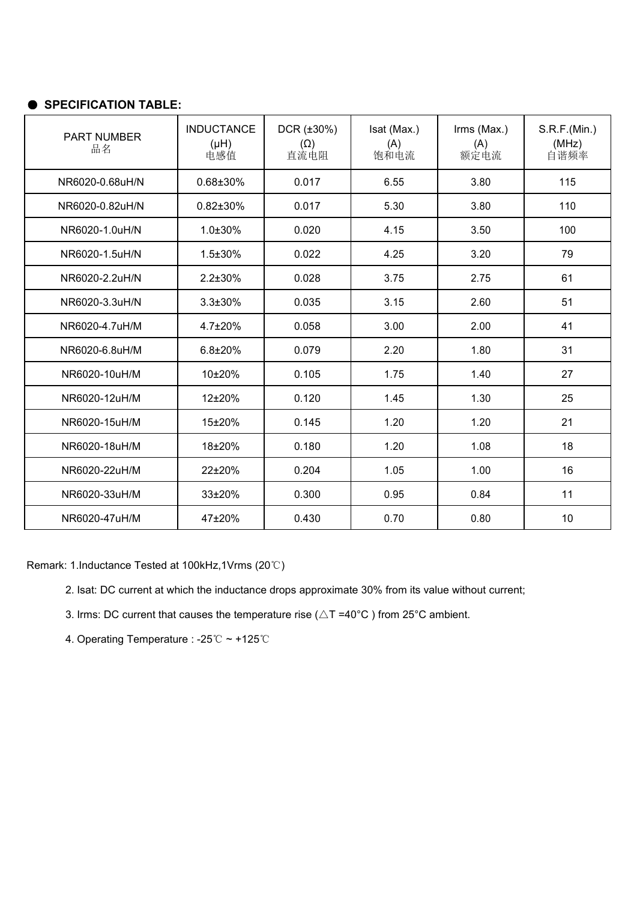## ● SPECIFICATION TABLE:

| PART NUMBER 品名 | INDUCTANCE (μH) 电感值 | DCR (±30%) (Ω) 直流电阻 | Isat (Max.) (A) 饱和电流 | Irms (Max.) (A) 额定电流 | S.R.F.(Min.) (MHz) 自谐频率 |
|---|---|---|---|---|---|
| NR6020-0.68uH/N | 0.68±30% | 0.017 | 6.55 | 3.80 | 115 |
| NR6020-0.82uH/N | 0.82±30% | 0.017 | 5.30 | 3.80 | 110 |
| NR6020-1.0uH/N | 1.0±30% | 0.020 | 4.15 | 3.50 | 100 |
| NR6020-1.5uH/N | 1.5±30% | 0.022 | 4.25 | 3.20 | 79 |
| NR6020-2.2uH/N | 2.2±30% | 0.028 | 3.75 | 2.75 | 61 |
| NR6020-3.3uH/N | 3.3±30% | 0.035 | 3.15 | 2.60 | 51 |
| NR6020-4.7uH/M | 4.7±20% | 0.058 | 3.00 | 2.00 | 41 |
| NR6020-6.8uH/M | 6.8±20% | 0.079 | 2.20 | 1.80 | 31 |
| NR6020-10uH/M | 10±20% | 0.105 | 1.75 | 1.40 | 27 |
| NR6020-12uH/M | 12±20% | 0.120 | 1.45 | 1.30 | 25 |
| NR6020-15uH/M | 15±20% | 0.145 | 1.20 | 1.20 | 21 |
| NR6020-18uH/M | 18±20% | 0.180 | 1.20 | 1.08 | 18 |
| NR6020-22uH/M | 22±20% | 0.204 | 1.05 | 1.00 | 16 |
| NR6020-33uH/M | 33±20% | 0.300 | 0.95 | 0.84 | 11 |
| NR6020-47uH/M | 47±20% | 0.430 | 0.70 | 0.80 | 10 |

Remark: 1.Inductance Tested at 100kHz,1Vrms (20℃)

2. Isat: DC current at which the inductance drops approximate 30% from its value without current;

3. Irms: DC current that causes the temperature rise (△T =40°C ) from 25°C ambient.

4. Operating Temperature : -25℃ ~ +125℃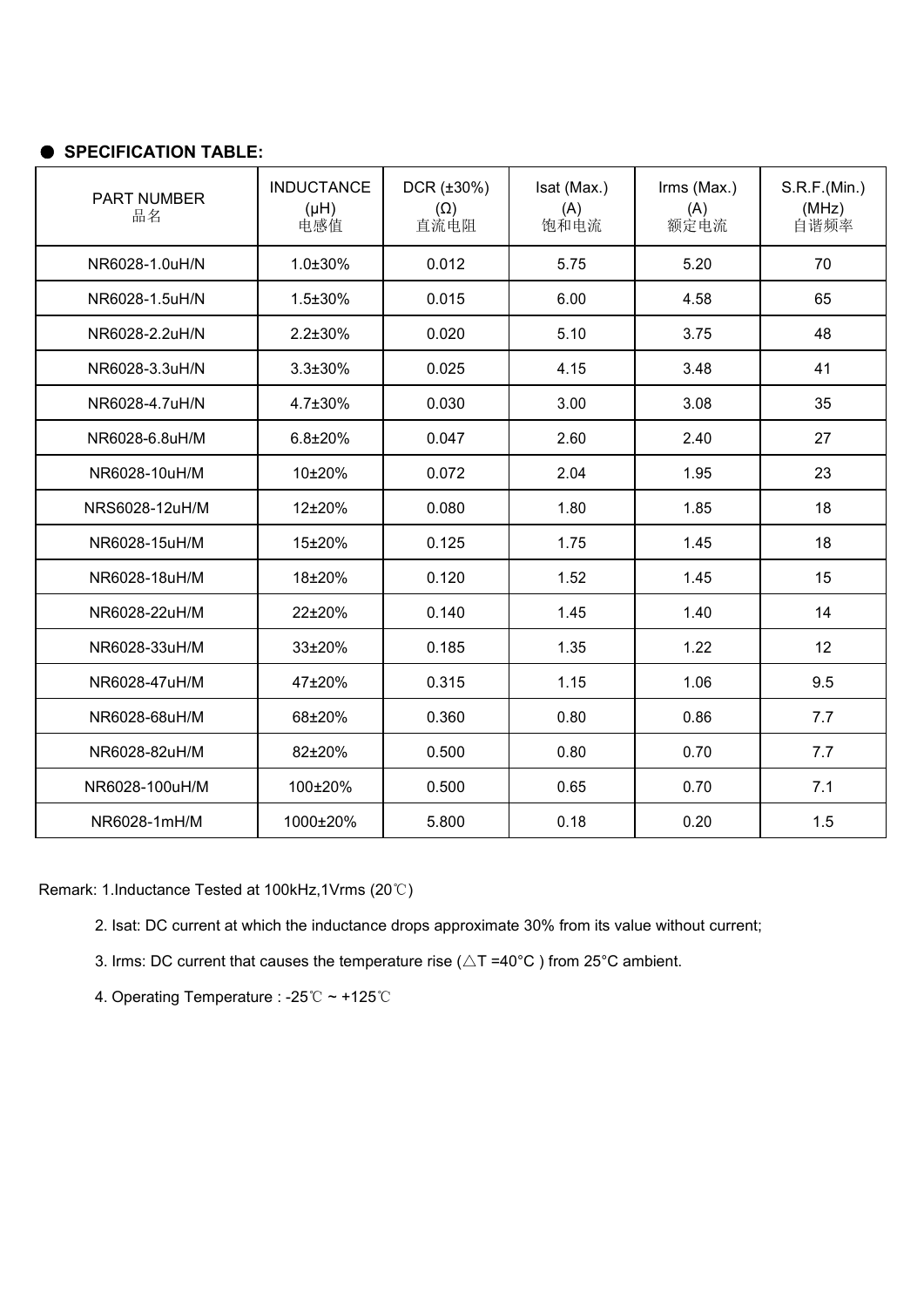## ● SPECIFICATION TABLE:

| PART NUMBER 品名 | INDUCTANCE (μH) 电感值 | DCR (±30%) (Ω) 直流电阻 | Isat (Max.) (A) 饱和电流 | Irms (Max.) (A) 额定电流 | S.R.F.(Min.) (MHz) 自谐频率 |
|---|---|---|---|---|---|
| NR6028-1.0uH/N | 1.0±30% | 0.012 | 5.75 | 5.20 | 70 |
| NR6028-1.5uH/N | 1.5±30% | 0.015 | 6.00 | 4.58 | 65 |
| NR6028-2.2uH/N | 2.2±30% | 0.020 | 5.10 | 3.75 | 48 |
| NR6028-3.3uH/N | 3.3±30% | 0.025 | 4.15 | 3.48 | 41 |
| NR6028-4.7uH/N | 4.7±30% | 0.030 | 3.00 | 3.08 | 35 |
| NR6028-6.8uH/M | 6.8±20% | 0.047 | 2.60 | 2.40 | 27 |
| NR6028-10uH/M | 10±20% | 0.072 | 2.04 | 1.95 | 23 |
| NRS6028-12uH/M | 12±20% | 0.080 | 1.80 | 1.85 | 18 |
| NR6028-15uH/M | 15±20% | 0.125 | 1.75 | 1.45 | 18 |
| NR6028-18uH/M | 18±20% | 0.120 | 1.52 | 1.45 | 15 |
| NR6028-22uH/M | 22±20% | 0.140 | 1.45 | 1.40 | 14 |
| NR6028-33uH/M | 33±20% | 0.185 | 1.35 | 1.22 | 12 |
| NR6028-47uH/M | 47±20% | 0.315 | 1.15 | 1.06 | 9.5 |
| NR6028-68uH/M | 68±20% | 0.360 | 0.80 | 0.86 | 7.7 |
| NR6028-82uH/M | 82±20% | 0.500 | 0.80 | 0.70 | 7.7 |
| NR6028-100uH/M | 100±20% | 0.500 | 0.65 | 0.70 | 7.1 |
| NR6028-1mH/M | 1000±20% | 5.800 | 0.18 | 0.20 | 1.5 |

Remark: 1.Inductance Tested at 100kHz,1Vrms (20℃)

2. Isat: DC current at which the inductance drops approximate 30% from its value without current;

3. Irms: DC current that causes the temperature rise (△T =40°C ) from 25°C ambient.

4. Operating Temperature : -25℃ ~ +125℃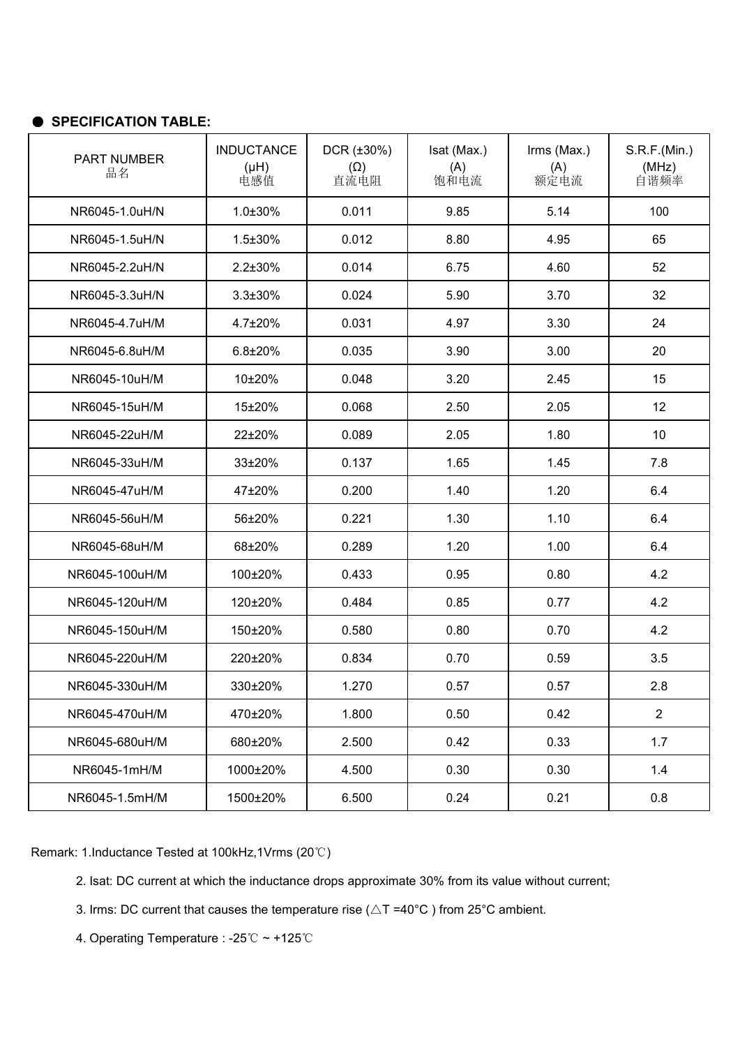## ● SPECIFICATION TABLE:

| PART NUMBER 品名 | INDUCTANCE (μH) 电感值 | DCR (±30%) (Ω) 直流电阻 | Isat (Max.) (A) 饱和电流 | Irms (Max.) (A) 额定电流 | S.R.F.(Min.) (MHz) 自谐频率 |
|---|---|---|---|---|---|
| NR6045-1.0uH/N | 1.0±30% | 0.011 | 9.85 | 5.14 | 100 |
| NR6045-1.5uH/N | 1.5±30% | 0.012 | 8.80 | 4.95 | 65 |
| NR6045-2.2uH/N | 2.2±30% | 0.014 | 6.75 | 4.60 | 52 |
| NR6045-3.3uH/N | 3.3±30% | 0.024 | 5.90 | 3.70 | 32 |
| NR6045-4.7uH/M | 4.7±20% | 0.031 | 4.97 | 3.30 | 24 |
| NR6045-6.8uH/M | 6.8±20% | 0.035 | 3.90 | 3.00 | 20 |
| NR6045-10uH/M | 10±20% | 0.048 | 3.20 | 2.45 | 15 |
| NR6045-15uH/M | 15±20% | 0.068 | 2.50 | 2.05 | 12 |
| NR6045-22uH/M | 22±20% | 0.089 | 2.05 | 1.80 | 10 |
| NR6045-33uH/M | 33±20% | 0.137 | 1.65 | 1.45 | 7.8 |
| NR6045-47uH/M | 47±20% | 0.200 | 1.40 | 1.20 | 6.4 |
| NR6045-56uH/M | 56±20% | 0.221 | 1.30 | 1.10 | 6.4 |
| NR6045-68uH/M | 68±20% | 0.289 | 1.20 | 1.00 | 6.4 |
| NR6045-100uH/M | 100±20% | 0.433 | 0.95 | 0.80 | 4.2 |
| NR6045-120uH/M | 120±20% | 0.484 | 0.85 | 0.77 | 4.2 |
| NR6045-150uH/M | 150±20% | 0.580 | 0.80 | 0.70 | 4.2 |
| NR6045-220uH/M | 220±20% | 0.834 | 0.70 | 0.59 | 3.5 |
| NR6045-330uH/M | 330±20% | 1.270 | 0.57 | 0.57 | 2.8 |
| NR6045-470uH/M | 470±20% | 1.800 | 0.50 | 0.42 | 2 |
| NR6045-680uH/M | 680±20% | 2.500 | 0.42 | 0.33 | 1.7 |
| NR6045-1mH/M | 1000±20% | 4.500 | 0.30 | 0.30 | 1.4 |
| NR6045-1.5mH/M | 1500±20% | 6.500 | 0.24 | 0.21 | 0.8 |

Remark: 1.Inductance Tested at 100kHz,1Vrms (20℃)

2. Isat: DC current at which the inductance drops approximate 30% from its value without current;

3. Irms: DC current that causes the temperature rise (△T =40°C ) from 25°C ambient.

4. Operating Temperature : -25℃ ~ +125℃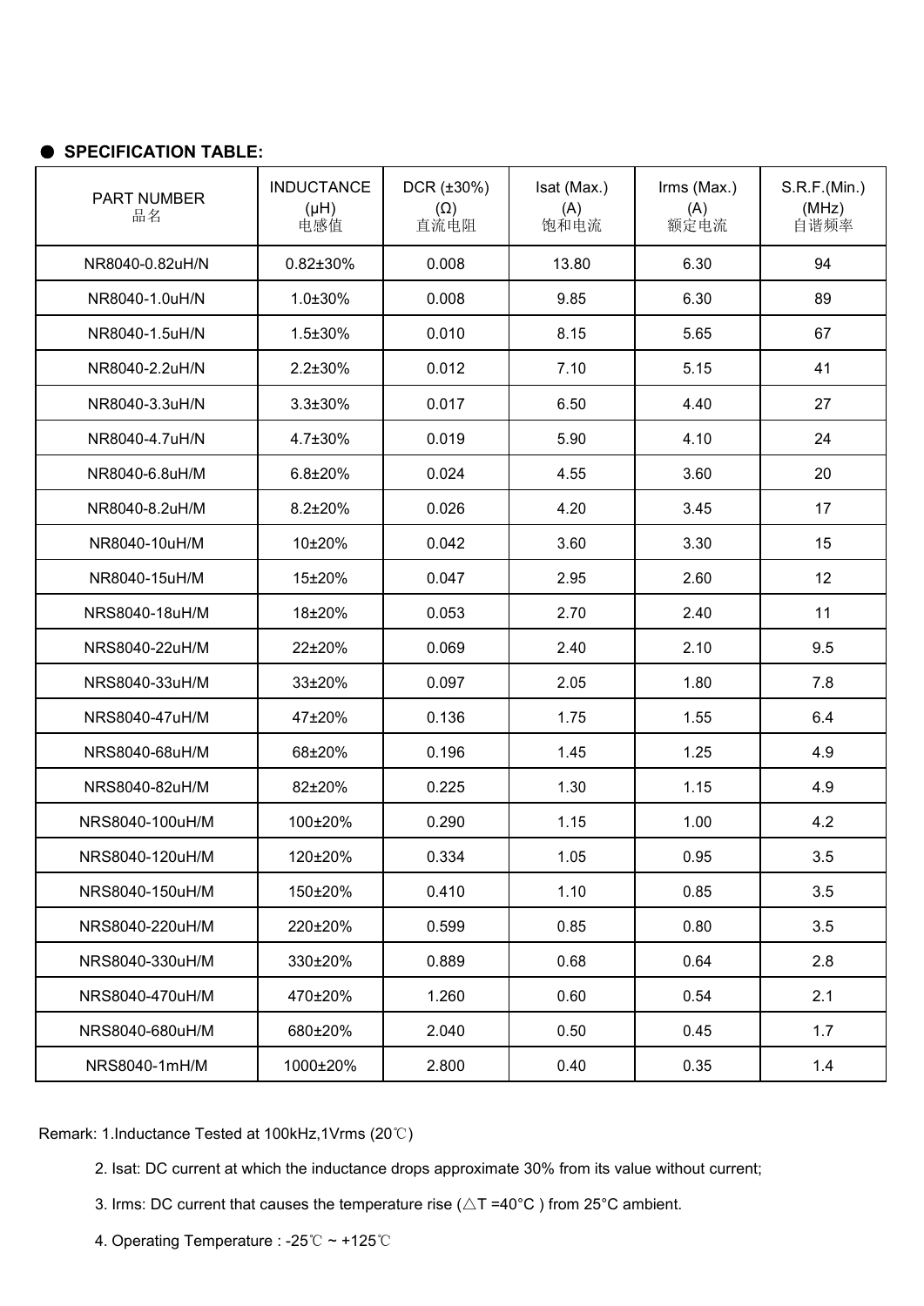● **SPECIFICATION TABLE:**

| PART NUMBER 品名 | INDUCTANCE (μH) 电感值 | DCR (±30%) (Ω) 直流电阻 | Isat (Max.) (A) 饱和电流 | Irms (Max.) (A) 额定电流 | S.R.F.(Min.) (MHz) 自谐频率 |
|---|---|---|---|---|---|
| NR8040-0.82uH/N | 0.82±30% | 0.008 | 13.80 | 6.30 | 94 |
| NR8040-1.0uH/N | 1.0±30% | 0.008 | 9.85 | 6.30 | 89 |
| NR8040-1.5uH/N | 1.5±30% | 0.010 | 8.15 | 5.65 | 67 |
| NR8040-2.2uH/N | 2.2±30% | 0.012 | 7.10 | 5.15 | 41 |
| NR8040-3.3uH/N | 3.3±30% | 0.017 | 6.50 | 4.40 | 27 |
| NR8040-4.7uH/N | 4.7±30% | 0.019 | 5.90 | 4.10 | 24 |
| NR8040-6.8uH/M | 6.8±20% | 0.024 | 4.55 | 3.60 | 20 |
| NR8040-8.2uH/M | 8.2±20% | 0.026 | 4.20 | 3.45 | 17 |
| NR8040-10uH/M | 10±20% | 0.042 | 3.60 | 3.30 | 15 |
| NR8040-15uH/M | 15±20% | 0.047 | 2.95 | 2.60 | 12 |
| NRS8040-18uH/M | 18±20% | 0.053 | 2.70 | 2.40 | 11 |
| NRS8040-22uH/M | 22±20% | 0.069 | 2.40 | 2.10 | 9.5 |
| NRS8040-33uH/M | 33±20% | 0.097 | 2.05 | 1.80 | 7.8 |
| NRS8040-47uH/M | 47±20% | 0.136 | 1.75 | 1.55 | 6.4 |
| NRS8040-68uH/M | 68±20% | 0.196 | 1.45 | 1.25 | 4.9 |
| NRS8040-82uH/M | 82±20% | 0.225 | 1.30 | 1.15 | 4.9 |
| NRS8040-100uH/M | 100±20% | 0.290 | 1.15 | 1.00 | 4.2 |
| NRS8040-120uH/M | 120±20% | 0.334 | 1.05 | 0.95 | 3.5 |
| NRS8040-150uH/M | 150±20% | 0.410 | 1.10 | 0.85 | 3.5 |
| NRS8040-220uH/M | 220±20% | 0.599 | 0.85 | 0.80 | 3.5 |
| NRS8040-330uH/M | 330±20% | 0.889 | 0.68 | 0.64 | 2.8 |
| NRS8040-470uH/M | 470±20% | 1.260 | 0.60 | 0.54 | 2.1 |
| NRS8040-680uH/M | 680±20% | 2.040 | 0.50 | 0.45 | 1.7 |
| NRS8040-1mH/M | 1000±20% | 2.800 | 0.40 | 0.35 | 1.4 |

Remark: 1.Inductance Tested at 100kHz,1Vrms (20℃)

2. Isat: DC current at which the inductance drops approximate 30% from its value without current;

3. Irms: DC current that causes the temperature rise (△T =40°C ) from 25°C ambient.

4. Operating Temperature : -25℃ ~ +125℃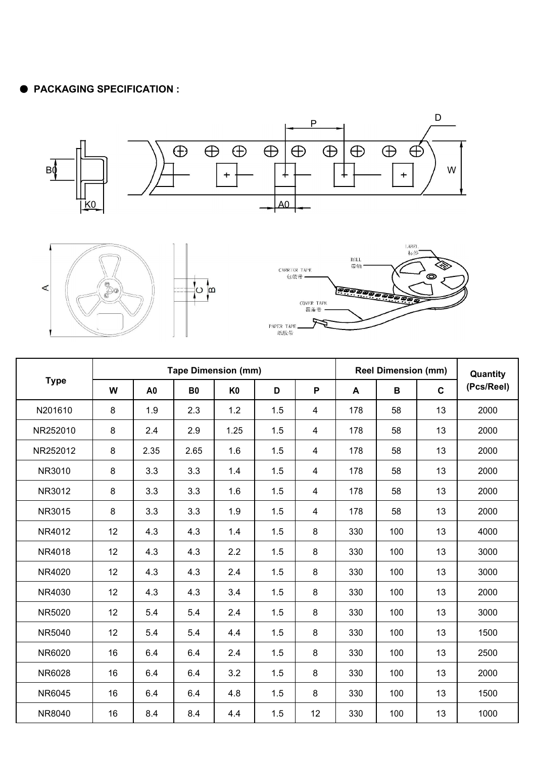## ● PACKAGING SPECIFICATION :

| Type | Tape Dimension (mm) | | | | | | Reel Dimension (mm) | | | Quantity (Pcs/Reel) |
|---|---|---|---|---|---|---|---|---|---|---|
| | W | A0 | B0 | K0 | D | P | A | B | C | |
| N201610 | 8 | 1.9 | 2.3 | 1.2 | 1.5 | 4 | 178 | 58 | 13 | 2000 |
| NR252010 | 8 | 2.4 | 2.9 | 1.25 | 1.5 | 4 | 178 | 58 | 13 | 2000 |
| NR252012 | 8 | 2.35 | 2.65 | 1.6 | 1.5 | 4 | 178 | 58 | 13 | 2000 |
| NR3010 | 8 | 3.3 | 3.3 | 1.4 | 1.5 | 4 | 178 | 58 | 13 | 2000 |
| NR3012 | 8 | 3.3 | 3.3 | 1.6 | 1.5 | 4 | 178 | 58 | 13 | 2000 |
| NR3015 | 8 | 3.3 | 3.3 | 1.9 | 1.5 | 4 | 178 | 58 | 13 | 2000 |
| NR4012 | 12 | 4.3 | 4.3 | 1.4 | 1.5 | 8 | 330 | 100 | 13 | 4000 |
| NR4018 | 12 | 4.3 | 4.3 | 2.2 | 1.5 | 8 | 330 | 100 | 13 | 3000 |
| NR4020 | 12 | 4.3 | 4.3 | 2.4 | 1.5 | 8 | 330 | 100 | 13 | 3000 |
| NR4030 | 12 | 4.3 | 4.3 | 3.4 | 1.5 | 8 | 330 | 100 | 13 | 2000 |
| NR5020 | 12 | 5.4 | 5.4 | 2.4 | 1.5 | 8 | 330 | 100 | 13 | 3000 |
| NR5040 | 12 | 5.4 | 5.4 | 4.4 | 1.5 | 8 | 330 | 100 | 13 | 1500 |
| NR6020 | 16 | 6.4 | 6.4 | 2.4 | 1.5 | 8 | 330 | 100 | 13 | 2500 |
| NR6028 | 16 | 6.4 | 6.4 | 3.2 | 1.5 | 8 | 330 | 100 | 13 | 2000 |
| NR6045 | 16 | 6.4 | 6.4 | 4.8 | 1.5 | 8 | 330 | 100 | 13 | 1500 |
| NR8040 | 16 | 8.4 | 8.4 | 4.4 | 1.5 | 12 | 330 | 100 | 13 | 1000 |